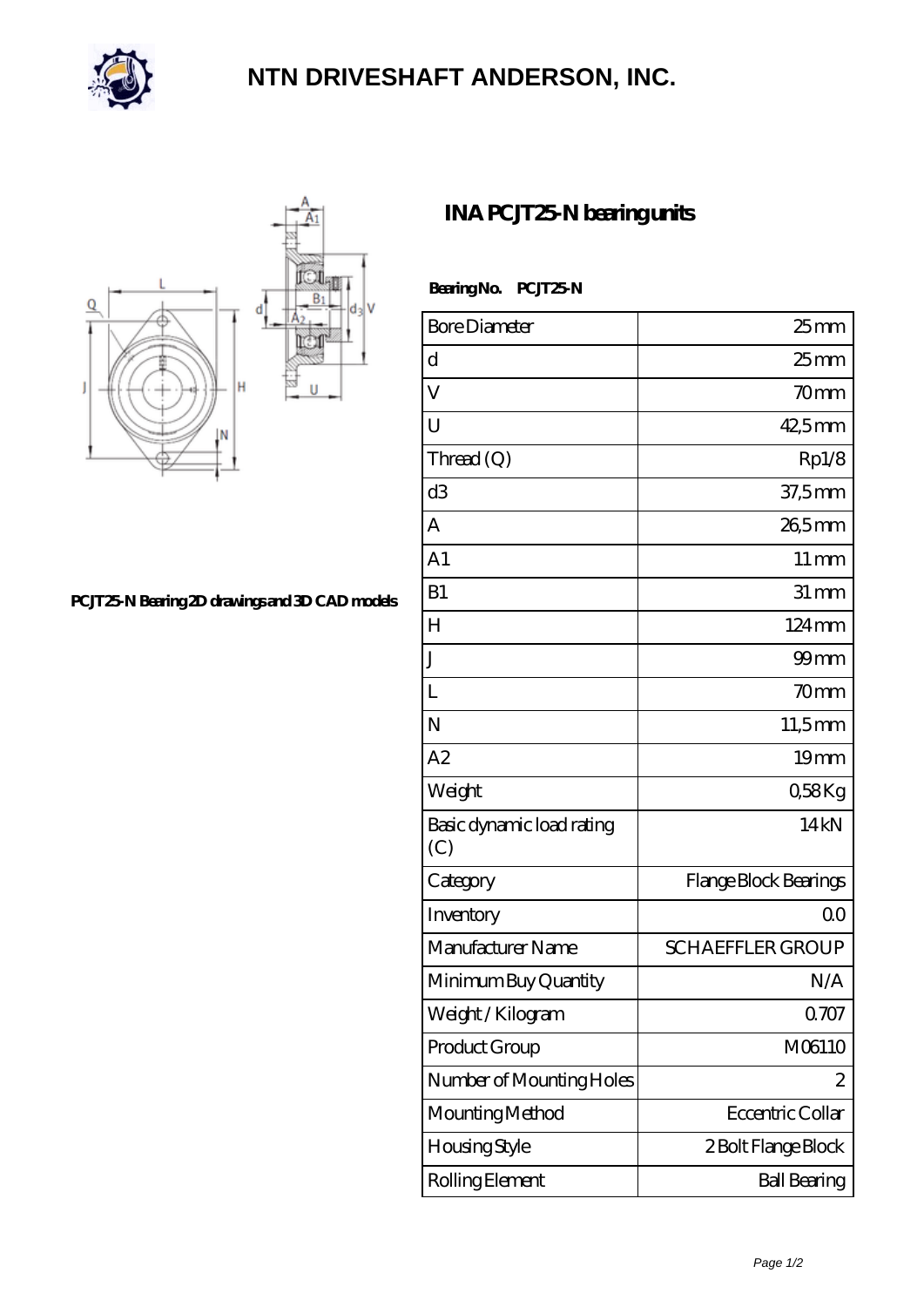# NTN DRIVESHAFT ANDERSON, INC.

PCJT25-N Bearing 2D drawings and 3D CAD models

## INA PCJT25-N bearing units

**Bearing No. PCJT25-N**

| Bore Diameter | 25 mm |
|---|---|
| d | 25 mm |
| V | 70 mm |
| U | 42,5 mm |
| Thread (Q) | Rp1/8 |
| d3 | 37,5 mm |
| A | 26,5 mm |
| A1 | 11 mm |
| B1 | 31 mm |
| H | 124 mm |
| J | 99 mm |
| L | 70 mm |
| N | 11,5 mm |
| A2 | 19 mm |
| Weight | 0,58 Kg |
| Basic dynamic load rating (C) | 14 kN |
| Category | Flange Block Bearings |
| Inventory | 0.0 |
| Manufacturer Name | SCHAEFFLER GROUP |
| Minimum Buy Quantity | N/A |
| Weight / Kilogram | 0.707 |
| Product Group | M06110 |
| Number of Mounting Holes | 2 |
| Mounting Method | Eccentric Collar |
| Housing Style | 2 Bolt Flange Block |
| Rolling Element | Ball Bearing |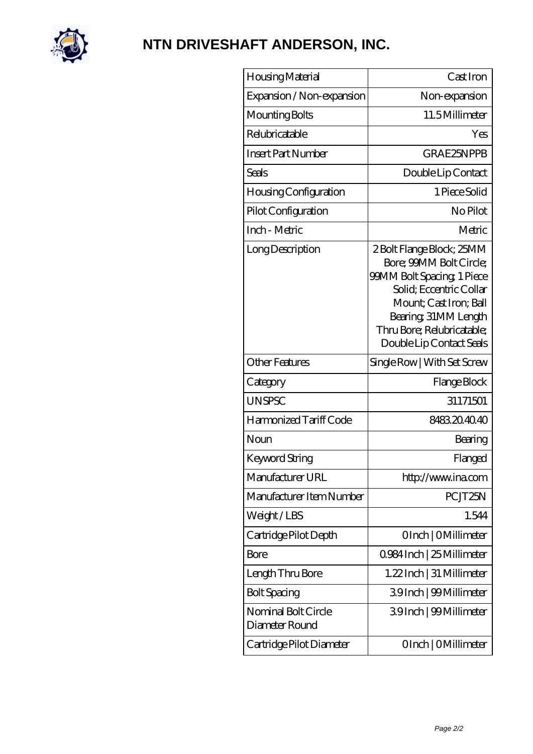# NTN DRIVESHAFT ANDERSON, INC.

| | |
|---|---|
| Housing Material | Cast Iron |
| Expansion / Non-expansion | Non-expansion |
| Mounting Bolts | 11.5 Millimeter |
| Relubricatable | Yes |
| Insert Part Number | GRAE25NPPB |
| Seals | Double Lip Contact |
| Housing Configuration | 1 Piece Solid |
| Pilot Configuration | No Pilot |
| Inch - Metric | Metric |
| Long Description | 2 Bolt Flange Block; 25MM Bore; 99MM Bolt Circle; 99MM Bolt Spacing; 1 Piece Solid; Eccentric Collar Mount; Cast Iron; Ball Bearing; 31MM Length Thru Bore; Relubricatable; Double Lip Contact Seals |
| Other Features | Single Row \| With Set Screw |
| Category | Flange Block |
| UNSPSC | 31171501 |
| Harmonized Tariff Code | 8483.20.40.40 |
| Noun | Bearing |
| Keyword String | Flanged |
| Manufacturer URL | http://www.ina.com |
| Manufacturer Item Number | PCJT25N |
| Weight / LBS | 1.544 |
| Cartridge Pilot Depth | 0 Inch \| 0 Millimeter |
| Bore | 0.984 Inch \| 25 Millimeter |
| Length Thru Bore | 1.22 Inch \| 31 Millimeter |
| Bolt Spacing | 3.9 Inch \| 99 Millimeter |
| Nominal Bolt Circle Diameter Round | 3.9 Inch \| 99 Millimeter |
| Cartridge Pilot Diameter | 0 Inch \| 0 Millimeter |